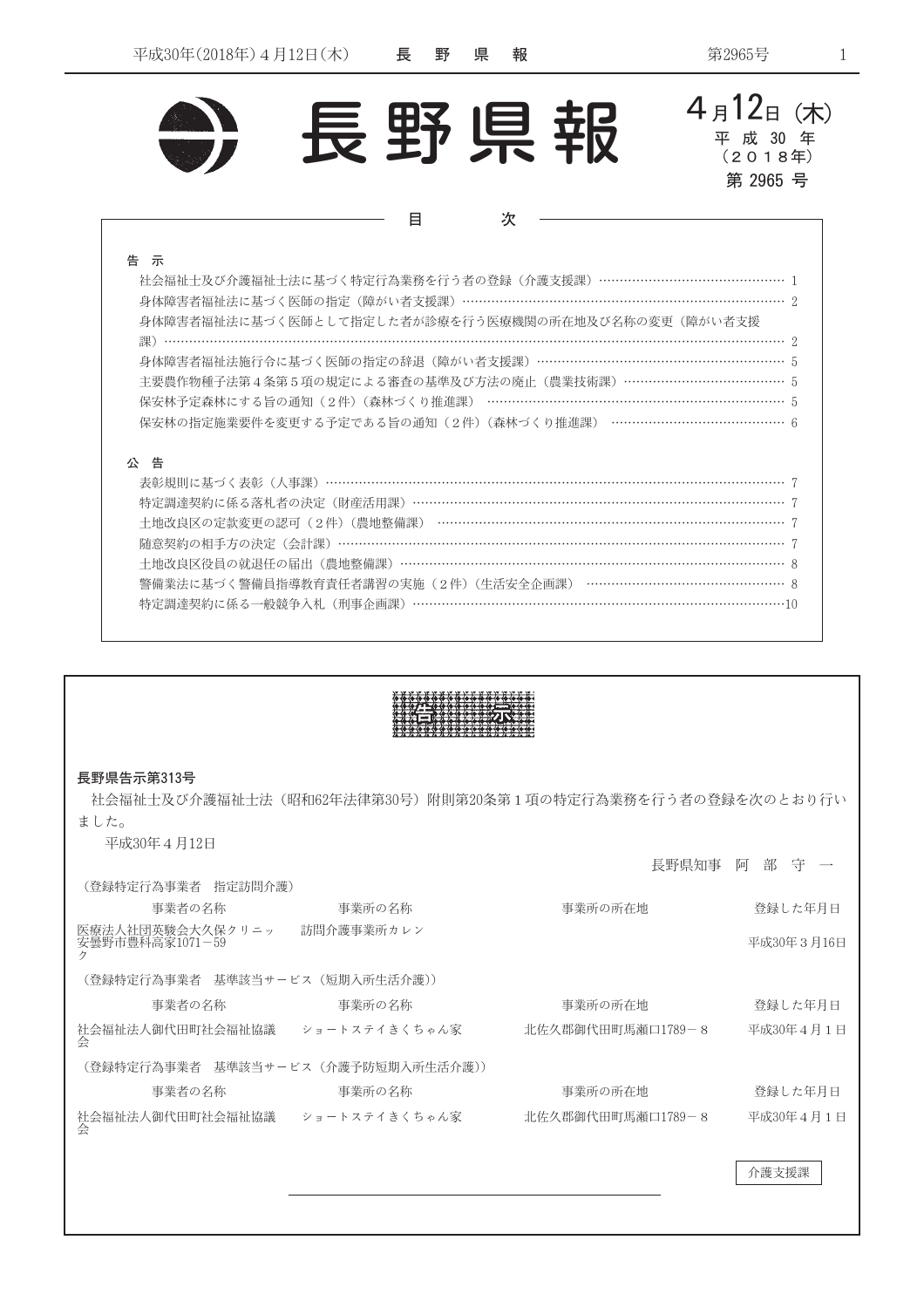# 長野県報

4月12日（木）
平成30年
（2018年）
第 2965 号

## 目　　次

**告　示**

- 社会福祉士及び介護福祉士法に基づく特定行為業務を行う者の登録（介護支援課）……1
- 身体障害者福祉法に基づく医師の指定（障がい者支援課）……2
- 身体障害者福祉法に基づく医師として指定した者が診療を行う医療機関の所在地及び名称の変更（障がい者支援課）……2
- 身体障害者福祉法施行令に基づく医師の指定の辞退（障がい者支援課）……5
- 主要農作物種子法第４条第５項の規定による審査の基準及び方法の廃止（農業技術課）……5
- 保安林予定森林にする旨の通知（２件）（森林づくり推進課）……5
- 保安林の指定施業要件を変更する予定である旨の通知（２件）（森林づくり推進課）……6

**公　告**

- 表彰規則に基づく表彰（人事課）……7
- 特定調達契約に係る落札者の決定（財産活用課）……7
- 土地改良区の定款変更の認可（２件）（農地整備課）……7
- 随意契約の相手方の決定（会計課）……7
- 土地改良区役員の就退任の届出（農地整備課）……8
- 警備業法に基づく警備員指導教育責任者講習の実施（２件）（生活安全企画課）……8
- 特定調達契約に係る一般競争入札（刑事企画課）……10

## 告　示

**長野県告示第313号**

社会福祉士及び介護福祉士法（昭和62年法律第30号）附則第20条第１項の特定行為業務を行う者の登録を次のとおり行いました。

平成30年４月12日

長野県知事　阿　部　守　一

（登録特定行為事業者　指定訪問介護）

| 事業者の名称 | 事業所の名称 | 事業所の所在地 | 登録した年月日 |
|---|---|---|---|
| 医療法人社団英駿会大久保クリニック | 訪問介護事業所カレン | 安曇野市豊科高家1071－59 | 平成30年３月16日 |

（登録特定行為事業者　基準該当サービス（短期入所生活介護））

| 事業者の名称 | 事業所の名称 | 事業所の所在地 | 登録した年月日 |
|---|---|---|---|
| 社会福祉法人御代田町社会福祉協議会 | ショートステイきくちゃん家 | 北佐久郡御代田町馬瀬口1789－８ | 平成30年４月１日 |

（登録特定行為事業者　基準該当サービス（介護予防短期入所生活介護））

| 事業者の名称 | 事業所の名称 | 事業所の所在地 | 登録した年月日 |
|---|---|---|---|
| 社会福祉法人御代田町社会福祉協議会 | ショートステイきくちゃん家 | 北佐久郡御代田町馬瀬口1789－８ | 平成30年４月１日 |

介護支援課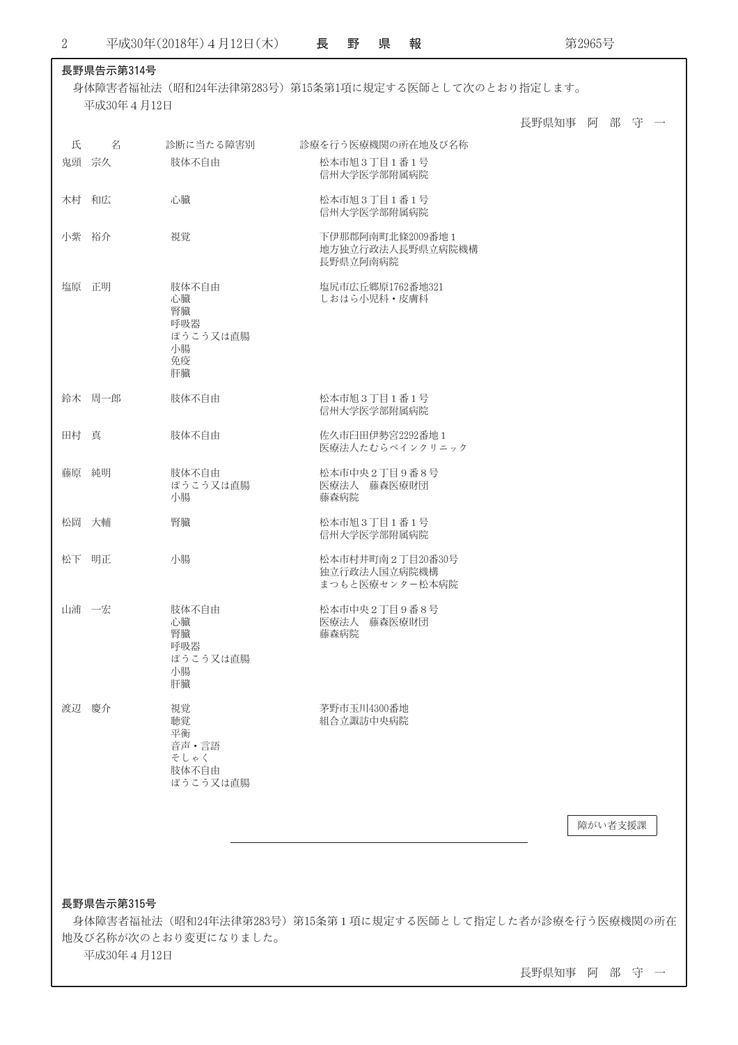**長野県告示第314号**

身体障害者福祉法（昭和24年法律第283号）第15条第1項に規定する医師として次のとおり指定します。

平成30年４月12日

長野県知事　阿　部　守　一

| 氏　　名 | 診断に当たる障害別 | 診療を行う医療機関の所在地及び名称 |
| --- | --- | --- |
| 鬼頭　宗久 | 肢体不自由 | 松本市旭３丁目１番１号<br>信州大学医学部附属病院 |
| 木村　和広 | 心臓 | 松本市旭３丁目１番１号<br>信州大学医学部附属病院 |
| 小紫　裕介 | 視覚 | 下伊那郡阿南町北條2009番地１<br>地方独立行政法人長野県立病院機構<br>長野県立阿南病院 |
| 塩原　正明 | 肢体不自由<br>心臓<br>腎臓<br>呼吸器<br>ぼうこう又は直腸<br>小腸<br>免疫<br>肝臓 | 塩尻市広丘郷原1762番地321<br>しおはら小児科・皮膚科 |
| 鈴木　周一郎 | 肢体不自由 | 松本市旭３丁目１番１号<br>信州大学医学部附属病院 |
| 田村　真 | 肢体不自由 | 佐久市臼田伊勢宮2292番地１<br>医療法人たむらペインクリニック |
| 藤原　純明 | 肢体不自由<br>ぼうこう又は直腸<br>小腸 | 松本市中央２丁目９番８号<br>医療法人　藤森医療財団<br>藤森病院 |
| 松岡　大輔 | 腎臓 | 松本市旭３丁目１番１号<br>信州大学医学部附属病院 |
| 松下　明正 | 小腸 | 松本市村井町南２丁目20番30号<br>独立行政法人国立病院機構<br>まつもと医療センター松本病院 |
| 山浦　一宏 | 肢体不自由<br>心臓<br>腎臓<br>呼吸器<br>ぼうこう又は直腸<br>小腸<br>肝臓 | 松本市中央２丁目９番８号<br>医療法人　藤森医療財団<br>藤森病院 |
| 渡辺　慶介 | 視覚<br>聴覚<br>平衡<br>音声・言語<br>そしゃく<br>肢体不自由<br>ぼうこう又は直腸 | 茅野市玉川4300番地<br>組合立諏訪中央病院 |

（障がい者支援課）

---

**長野県告示第315号**

身体障害者福祉法（昭和24年法律第283号）第15条第１項に規定する医師として指定した者が診療を行う医療機関の所在地及び名称が次のとおり変更になりました。

平成30年４月12日

長野県知事　阿　部　守　一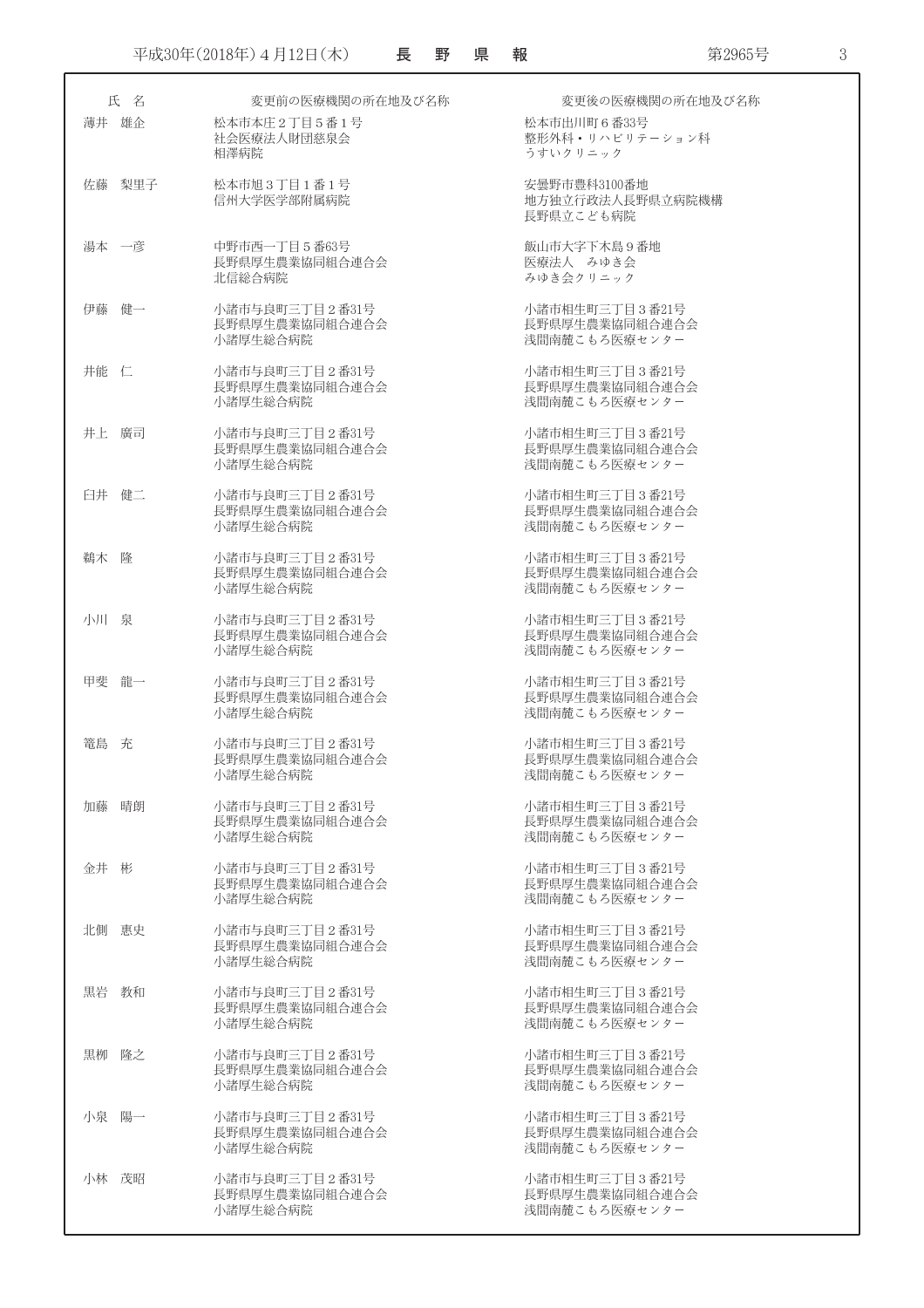| 氏　名 | 変更前の医療機関の所在地及び名称 | 変更後の医療機関の所在地及び名称 |
| --- | --- | --- |
| 薄井　雄企 | 松本市本庄２丁目５番１号<br>社会医療法人財団慈泉会<br>相澤病院 | 松本市出川町６番33号<br>整形外科・リハビリテーション科<br>うすいクリニック |
| 佐藤　梨里子 | 松本市旭３丁目１番１号<br>信州大学医学部附属病院 | 安曇野市豊科3100番地<br>地方独立行政法人長野県立病院機構<br>長野県立こども病院 |
| 湯本　一彦 | 中野市西一丁目５番63号<br>長野県厚生農業協同組合連合会<br>北信総合病院 | 飯山市大字下木島９番地<br>医療法人　みゆき会<br>みゆき会クリニック |
| 伊藤　健一 | 小諸市与良町三丁目２番31号<br>長野県厚生農業協同組合連合会<br>小諸厚生総合病院 | 小諸市相生町三丁目３番21号<br>長野県厚生農業協同組合連合会<br>浅間南麓こもろ医療センター |
| 井能　仁 | 小諸市与良町三丁目２番31号<br>長野県厚生農業協同組合連合会<br>小諸厚生総合病院 | 小諸市相生町三丁目３番21号<br>長野県厚生農業協同組合連合会<br>浅間南麓こもろ医療センター |
| 井上　廣司 | 小諸市与良町三丁目２番31号<br>長野県厚生農業協同組合連合会<br>小諸厚生総合病院 | 小諸市相生町三丁目３番21号<br>長野県厚生農業協同組合連合会<br>浅間南麓こもろ医療センター |
| 臼井　健二 | 小諸市与良町三丁目２番31号<br>長野県厚生農業協同組合連合会<br>小諸厚生総合病院 | 小諸市相生町三丁目３番21号<br>長野県厚生農業協同組合連合会<br>浅間南麓こもろ医療センター |
| 鵜木　隆 | 小諸市与良町三丁目２番31号<br>長野県厚生農業協同組合連合会<br>小諸厚生総合病院 | 小諸市相生町三丁目３番21号<br>長野県厚生農業協同組合連合会<br>浅間南麓こもろ医療センター |
| 小川　泉 | 小諸市与良町三丁目２番31号<br>長野県厚生農業協同組合連合会<br>小諸厚生総合病院 | 小諸市相生町三丁目３番21号<br>長野県厚生農業協同組合連合会<br>浅間南麓こもろ医療センター |
| 甲斐　龍一 | 小諸市与良町三丁目２番31号<br>長野県厚生農業協同組合連合会<br>小諸厚生総合病院 | 小諸市相生町三丁目３番21号<br>長野県厚生農業協同組合連合会<br>浅間南麓こもろ医療センター |
| 篭島　充 | 小諸市与良町三丁目２番31号<br>長野県厚生農業協同組合連合会<br>小諸厚生総合病院 | 小諸市相生町三丁目３番21号<br>長野県厚生農業協同組合連合会<br>浅間南麓こもろ医療センター |
| 加藤　晴朗 | 小諸市与良町三丁目２番31号<br>長野県厚生農業協同組合連合会<br>小諸厚生総合病院 | 小諸市相生町三丁目３番21号<br>長野県厚生農業協同組合連合会<br>浅間南麓こもろ医療センター |
| 金井　彬 | 小諸市与良町三丁目２番31号<br>長野県厚生農業協同組合連合会<br>小諸厚生総合病院 | 小諸市相生町三丁目３番21号<br>長野県厚生農業協同組合連合会<br>浅間南麓こもろ医療センター |
| 北側　恵史 | 小諸市与良町三丁目２番31号<br>長野県厚生農業協同組合連合会<br>小諸厚生総合病院 | 小諸市相生町三丁目３番21号<br>長野県厚生農業協同組合連合会<br>浅間南麓こもろ医療センター |
| 黒岩　教和 | 小諸市与良町三丁目２番31号<br>長野県厚生農業協同組合連合会<br>小諸厚生総合病院 | 小諸市相生町三丁目３番21号<br>長野県厚生農業協同組合連合会<br>浅間南麓こもろ医療センター |
| 黒柳　隆之 | 小諸市与良町三丁目２番31号<br>長野県厚生農業協同組合連合会<br>小諸厚生総合病院 | 小諸市相生町三丁目３番21号<br>長野県厚生農業協同組合連合会<br>浅間南麓こもろ医療センター |
| 小泉　陽一 | 小諸市与良町三丁目２番31号<br>長野県厚生農業協同組合連合会<br>小諸厚生総合病院 | 小諸市相生町三丁目３番21号<br>長野県厚生農業協同組合連合会<br>浅間南麓こもろ医療センター |
| 小林　茂昭 | 小諸市与良町三丁目２番31号<br>長野県厚生農業協同組合連合会<br>小諸厚生総合病院 | 小諸市相生町三丁目３番21号<br>長野県厚生農業協同組合連合会<br>浅間南麓こもろ医療センター |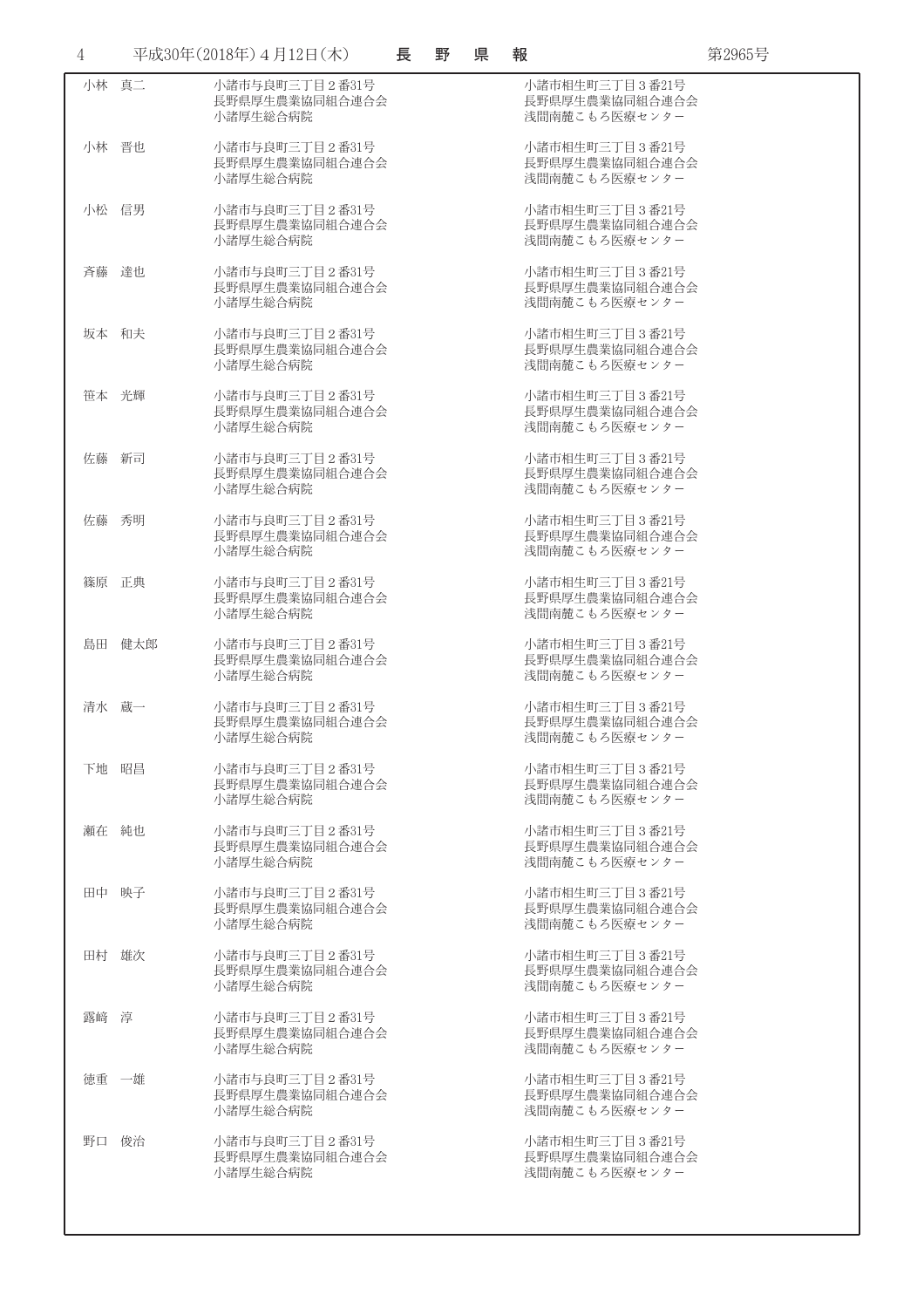| | | |
|---|---|---|
| 小林　真二 | 小諸市与良町三丁目２番31号<br>長野県厚生農業協同組合連合会<br>小諸厚生総合病院 | 小諸市相生町三丁目３番21号<br>長野県厚生農業協同組合連合会<br>浅間南麓こもろ医療センター |
| 小林　晋也 | 小諸市与良町三丁目２番31号<br>長野県厚生農業協同組合連合会<br>小諸厚生総合病院 | 小諸市相生町三丁目３番21号<br>長野県厚生農業協同組合連合会<br>浅間南麓こもろ医療センター |
| 小松　信男 | 小諸市与良町三丁目２番31号<br>長野県厚生農業協同組合連合会<br>小諸厚生総合病院 | 小諸市相生町三丁目３番21号<br>長野県厚生農業協同組合連合会<br>浅間南麓こもろ医療センター |
| 斉藤　達也 | 小諸市与良町三丁目２番31号<br>長野県厚生農業協同組合連合会<br>小諸厚生総合病院 | 小諸市相生町三丁目３番21号<br>長野県厚生農業協同組合連合会<br>浅間南麓こもろ医療センター |
| 坂本　和夫 | 小諸市与良町三丁目２番31号<br>長野県厚生農業協同組合連合会<br>小諸厚生総合病院 | 小諸市相生町三丁目３番21号<br>長野県厚生農業協同組合連合会<br>浅間南麓こもろ医療センター |
| 笹本　光輝 | 小諸市与良町三丁目２番31号<br>長野県厚生農業協同組合連合会<br>小諸厚生総合病院 | 小諸市相生町三丁目３番21号<br>長野県厚生農業協同組合連合会<br>浅間南麓こもろ医療センター |
| 佐藤　新司 | 小諸市与良町三丁目２番31号<br>長野県厚生農業協同組合連合会<br>小諸厚生総合病院 | 小諸市相生町三丁目３番21号<br>長野県厚生農業協同組合連合会<br>浅間南麓こもろ医療センター |
| 佐藤　秀明 | 小諸市与良町三丁目２番31号<br>長野県厚生農業協同組合連合会<br>小諸厚生総合病院 | 小諸市相生町三丁目３番21号<br>長野県厚生農業協同組合連合会<br>浅間南麓こもろ医療センター |
| 篠原　正典 | 小諸市与良町三丁目２番31号<br>長野県厚生農業協同組合連合会<br>小諸厚生総合病院 | 小諸市相生町三丁目３番21号<br>長野県厚生農業協同組合連合会<br>浅間南麓こもろ医療センター |
| 島田　健太郎 | 小諸市与良町三丁目２番31号<br>長野県厚生農業協同組合連合会<br>小諸厚生総合病院 | 小諸市相生町三丁目３番21号<br>長野県厚生農業協同組合連合会<br>浅間南麓こもろ医療センター |
| 清水　藏一 | 小諸市与良町三丁目２番31号<br>長野県厚生農業協同組合連合会<br>小諸厚生総合病院 | 小諸市相生町三丁目３番21号<br>長野県厚生農業協同組合連合会<br>浅間南麓こもろ医療センター |
| 下地　昭昌 | 小諸市与良町三丁目２番31号<br>長野県厚生農業協同組合連合会<br>小諸厚生総合病院 | 小諸市相生町三丁目３番21号<br>長野県厚生農業協同組合連合会<br>浅間南麓こもろ医療センター |
| 瀬在　純也 | 小諸市与良町三丁目２番31号<br>長野県厚生農業協同組合連合会<br>小諸厚生総合病院 | 小諸市相生町三丁目３番21号<br>長野県厚生農業協同組合連合会<br>浅間南麓こもろ医療センター |
| 田中　映子 | 小諸市与良町三丁目２番31号<br>長野県厚生農業協同組合連合会<br>小諸厚生総合病院 | 小諸市相生町三丁目３番21号<br>長野県厚生農業協同組合連合会<br>浅間南麓こもろ医療センター |
| 田村　雄次 | 小諸市与良町三丁目２番31号<br>長野県厚生農業協同組合連合会<br>小諸厚生総合病院 | 小諸市相生町三丁目３番21号<br>長野県厚生農業協同組合連合会<br>浅間南麓こもろ医療センター |
| 露﨑　淳 | 小諸市与良町三丁目２番31号<br>長野県厚生農業協同組合連合会<br>小諸厚生総合病院 | 小諸市相生町三丁目３番21号<br>長野県厚生農業協同組合連合会<br>浅間南麓こもろ医療センター |
| 徳重　一雄 | 小諸市与良町三丁目２番31号<br>長野県厚生農業協同組合連合会<br>小諸厚生総合病院 | 小諸市相生町三丁目３番21号<br>長野県厚生農業協同組合連合会<br>浅間南麓こもろ医療センター |
| 野口　俊治 | 小諸市与良町三丁目２番31号<br>長野県厚生農業協同組合連合会<br>小諸厚生総合病院 | 小諸市相生町三丁目３番21号<br>長野県厚生農業協同組合連合会<br>浅間南麓こもろ医療センター |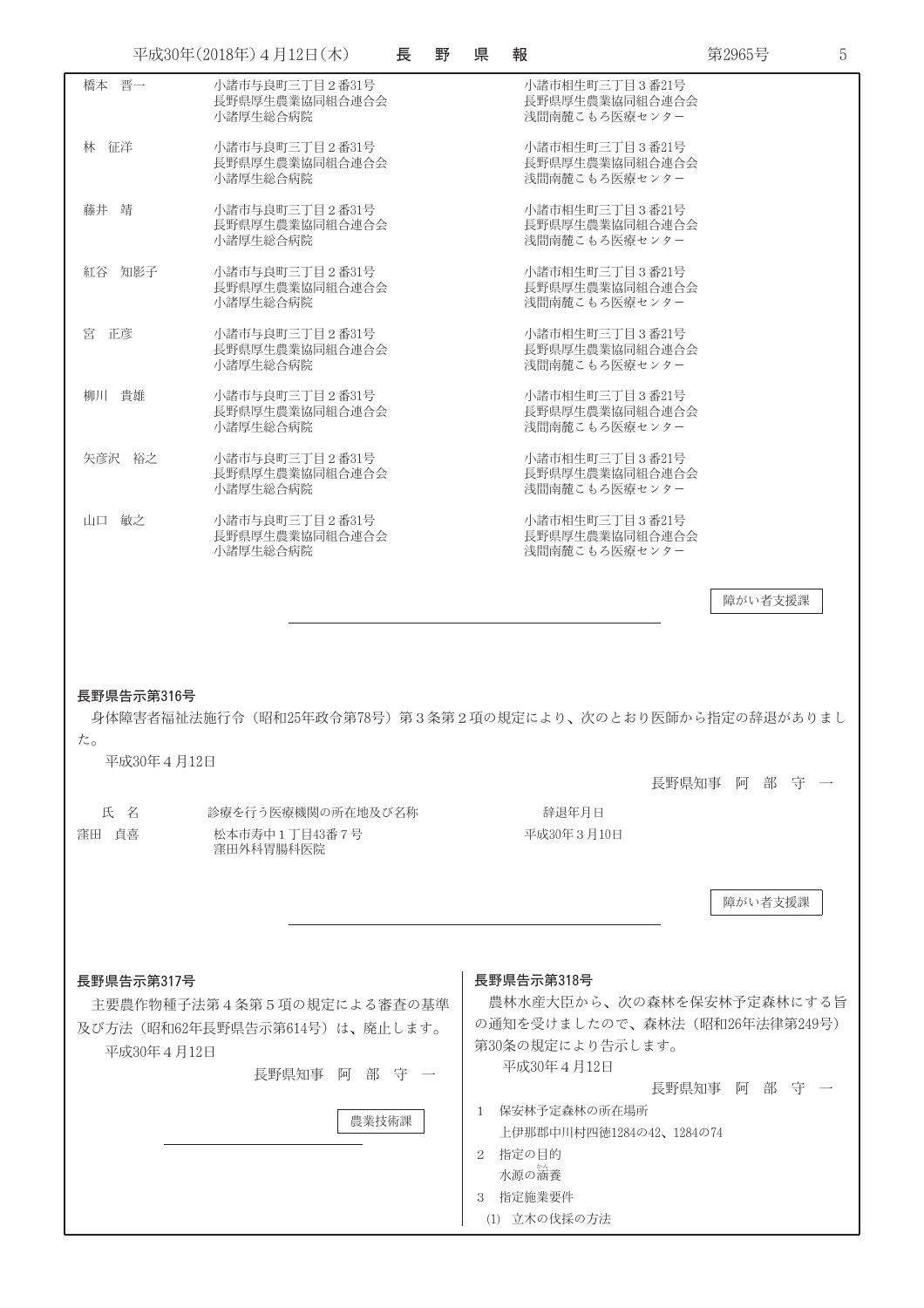| | | |
|---|---|---|
| 橋本　晋一 | 小諸市与良町三丁目２番31号<br>長野県厚生農業協同組合連合会<br>小諸厚生総合病院 | 小諸市相生町三丁目３番21号<br>長野県厚生農業協同組合連合会<br>浅間南麓こもろ医療センター |
| 林　征洋 | 小諸市与良町三丁目２番31号<br>長野県厚生農業協同組合連合会<br>小諸厚生総合病院 | 小諸市相生町三丁目３番21号<br>長野県厚生農業協同組合連合会<br>浅間南麓こもろ医療センター |
| 藤井　靖 | 小諸市与良町三丁目２番31号<br>長野県厚生農業協同組合連合会<br>小諸厚生総合病院 | 小諸市相生町三丁目３番21号<br>長野県厚生農業協同組合連合会<br>浅間南麓こもろ医療センター |
| 紅谷　知影子 | 小諸市与良町三丁目２番31号<br>長野県厚生農業協同組合連合会<br>小諸厚生総合病院 | 小諸市相生町三丁目３番21号<br>長野県厚生農業協同組合連合会<br>浅間南麓こもろ医療センター |
| 宮　正彦 | 小諸市与良町三丁目２番31号<br>長野県厚生農業協同組合連合会<br>小諸厚生総合病院 | 小諸市相生町三丁目３番21号<br>長野県厚生農業協同組合連合会<br>浅間南麓こもろ医療センター |
| 柳川　貴雄 | 小諸市与良町三丁目２番31号<br>長野県厚生農業協同組合連合会<br>小諸厚生総合病院 | 小諸市相生町三丁目３番21号<br>長野県厚生農業協同組合連合会<br>浅間南麓こもろ医療センター |
| 矢彦沢　裕之 | 小諸市与良町三丁目２番31号<br>長野県厚生農業協同組合連合会<br>小諸厚生総合病院 | 小諸市相生町三丁目３番21号<br>長野県厚生農業協同組合連合会<br>浅間南麓こもろ医療センター |
| 山口　敏之 | 小諸市与良町三丁目２番31号<br>長野県厚生農業協同組合連合会<br>小諸厚生総合病院 | 小諸市相生町三丁目３番21号<br>長野県厚生農業協同組合連合会<br>浅間南麓こもろ医療センター |

障がい者支援課

---

**長野県告示第316号**

身体障害者福祉法施行令（昭和25年政令第78号）第３条第２項の規定により、次のとおり医師から指定の辞退がありました。

平成30年４月12日

長野県知事　阿　部　守　一

| 氏　名 | 診療を行う医療機関の所在地及び名称 | 辞退年月日 |
|---|---|---|
| 窪田　貞喜 | 松本市寿中１丁目43番７号<br>窪田外科胃腸科医院 | 平成30年３月10日 |

障がい者支援課

---

**長野県告示第317号**

主要農作物種子法第４条第５項の規定による審査の基準及び方法（昭和62年長野県告示第614号）は、廃止します。

平成30年４月12日

長野県知事　阿　部　守　一

農業技術課

---

**長野県告示第318号**

農林水産大臣から、次の森林を保安林予定森林にする旨の通知を受けましたので、森林法（昭和26年法律第249号）第30条の規定により告示します。

平成30年４月12日

長野県知事　阿　部　守　一

１　保安林予定森林の所在場所
　上伊那郡中川村四徳1284の42、1284の74

２　指定の目的
　水源の涵養

３　指定施業要件
　(1)　立木の伐採の方法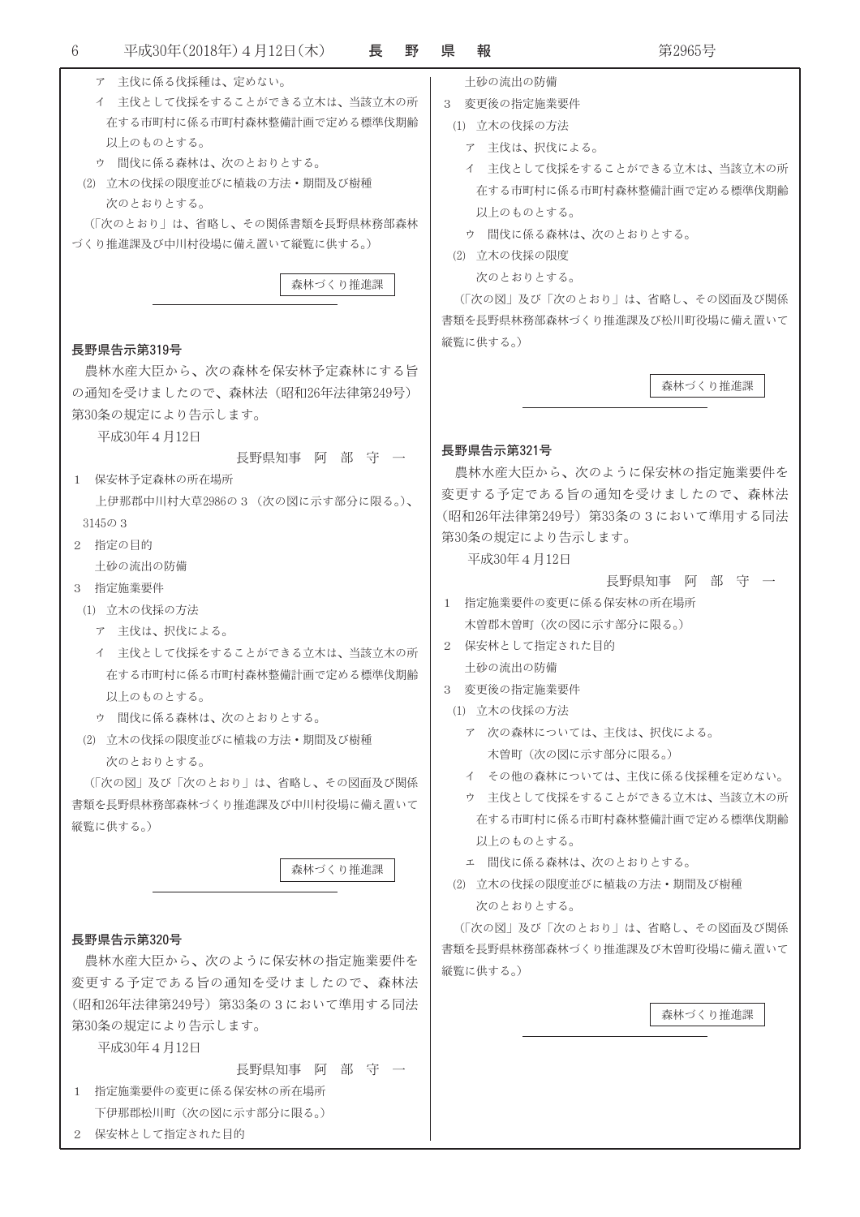ア　主伐に係る伐採種は、定めない。

イ　主伐として伐採をすることができる立木は、当該立木の所在する市町村に係る市町村森林整備計画で定める標準伐期齢以上のものとする。

ウ　間伐に係る森林は、次のとおりとする。

(2)　立木の伐採の限度並びに植栽の方法・期間及び樹種

次のとおりとする。

（「次のとおり」は、省略し、その関係書類を長野県林務部森林づくり推進課及び中川村役場に備え置いて縦覧に供する。）

森林づくり推進課

---

## 長野県告示第319号

農林水産大臣から、次の森林を保安林予定森林にする旨の通知を受けましたので、森林法（昭和26年法律第249号）第30条の規定により告示します。

平成30年４月12日

長野県知事　阿　部　守　一

1　保安林予定森林の所在場所

上伊那郡中川村大草2986の３（次の図に示す部分に限る。）、3145の３

2　指定の目的

土砂の流出の防備

3　指定施業要件

(1)　立木の伐採の方法

ア　主伐は、択伐による。

イ　主伐として伐採をすることができる立木は、当該立木の所在する市町村に係る市町村森林整備計画で定める標準伐期齢以上のものとする。

ウ　間伐に係る森林は、次のとおりとする。

(2)　立木の伐採の限度並びに植栽の方法・期間及び樹種

次のとおりとする。

（「次の図」及び「次のとおり」は、省略し、その図面及び関係書類を長野県林務部森林づくり推進課及び中川村役場に備え置いて縦覧に供する。）

森林づくり推進課

---

## 長野県告示第320号

農林水産大臣から、次のように保安林の指定施業要件を変更する予定である旨の通知を受けましたので、森林法（昭和26年法律第249号）第33条の３において準用する同法第30条の規定により告示します。

平成30年４月12日

長野県知事　阿　部　守　一

1　指定施業要件の変更に係る保安林の所在場所

下伊那郡松川町（次の図に示す部分に限る。）

2　保安林として指定された目的

土砂の流出の防備

3　変更後の指定施業要件

(1)　立木の伐採の方法

ア　主伐は、択伐による。

イ　主伐として伐採をすることができる立木は、当該立木の所在する市町村に係る市町村森林整備計画で定める標準伐期齢以上のものとする。

ウ　間伐に係る森林は、次のとおりとする。

(2)　立木の伐採の限度

次のとおりとする。

（「次の図」及び「次のとおり」は、省略し、その図面及び関係書類を長野県林務部森林づくり推進課及び松川町役場に備え置いて縦覧に供する。）

森林づくり推進課

---

## 長野県告示第321号

農林水産大臣から、次のように保安林の指定施業要件を変更する予定である旨の通知を受けましたので、森林法（昭和26年法律第249号）第33条の３において準用する同法第30条の規定により告示します。

平成30年４月12日

長野県知事　阿　部　守　一

1　指定施業要件の変更に係る保安林の所在場所

木曽郡木曽町（次の図に示す部分に限る。）

2　保安林として指定された目的

土砂の流出の防備

3　変更後の指定施業要件

(1)　立木の伐採の方法

ア　次の森林については、主伐は、択伐による。

木曽町（次の図に示す部分に限る。）

イ　その他の森林については、主伐に係る伐採種を定めない。

ウ　主伐として伐採をすることができる立木は、当該立木の所在する市町村に係る市町村森林整備計画で定める標準伐期齢以上のものとする。

エ　間伐に係る森林は、次のとおりとする。

(2)　立木の伐採の限度並びに植栽の方法・期間及び樹種

次のとおりとする。

（「次の図」及び「次のとおり」は、省略し、その図面及び関係書類を長野県林務部森林づくり推進課及び木曽町役場に備え置いて縦覧に供する。）

森林づくり推進課